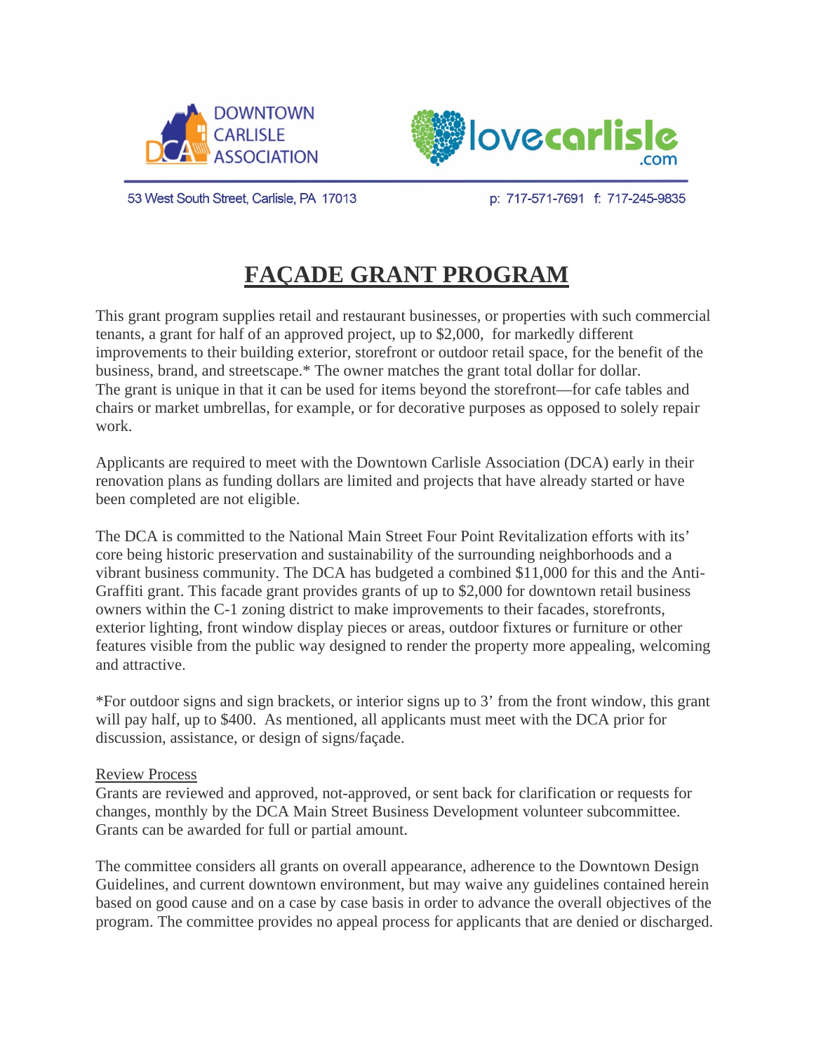DOWNTOWN CARLISLE ASSOCIATION

lovecarlisle.com

53 West South Street, Carlisle, PA 17013

p: 717-571-7691 f: 717-245-9835

# FAÇADE GRANT PROGRAM

This grant program supplies retail and restaurant businesses, or properties with such commercial tenants, a grant for half of an approved project, up to $2,000, for markedly different improvements to their building exterior, storefront or outdoor retail space, for the benefit of the business, brand, and streetscape.* The owner matches the grant total dollar for dollar. The grant is unique in that it can be used for items beyond the storefront—for cafe tables and chairs or market umbrellas, for example, or for decorative purposes as opposed to solely repair work.

Applicants are required to meet with the Downtown Carlisle Association (DCA) early in their renovation plans as funding dollars are limited and projects that have already started or have been completed are not eligible.

The DCA is committed to the National Main Street Four Point Revitalization efforts with its' core being historic preservation and sustainability of the surrounding neighborhoods and a vibrant business community. The DCA has budgeted a combined $11,000 for this and the Anti-Graffiti grant. This facade grant provides grants of up to $2,000 for downtown retail business owners within the C-1 zoning district to make improvements to their facades, storefronts, exterior lighting, front window display pieces or areas, outdoor fixtures or furniture or other features visible from the public way designed to render the property more appealing, welcoming and attractive.

*For outdoor signs and sign brackets, or interior signs up to 3' from the front window, this grant will pay half, up to $400. As mentioned, all applicants must meet with the DCA prior for discussion, assistance, or design of signs/façade.

## Review Process

Grants are reviewed and approved, not-approved, or sent back for clarification or requests for changes, monthly by the DCA Main Street Business Development volunteer subcommittee. Grants can be awarded for full or partial amount.

The committee considers all grants on overall appearance, adherence to the Downtown Design Guidelines, and current downtown environment, but may waive any guidelines contained herein based on good cause and on a case by case basis in order to advance the overall objectives of the program. The committee provides no appeal process for applicants that are denied or discharged.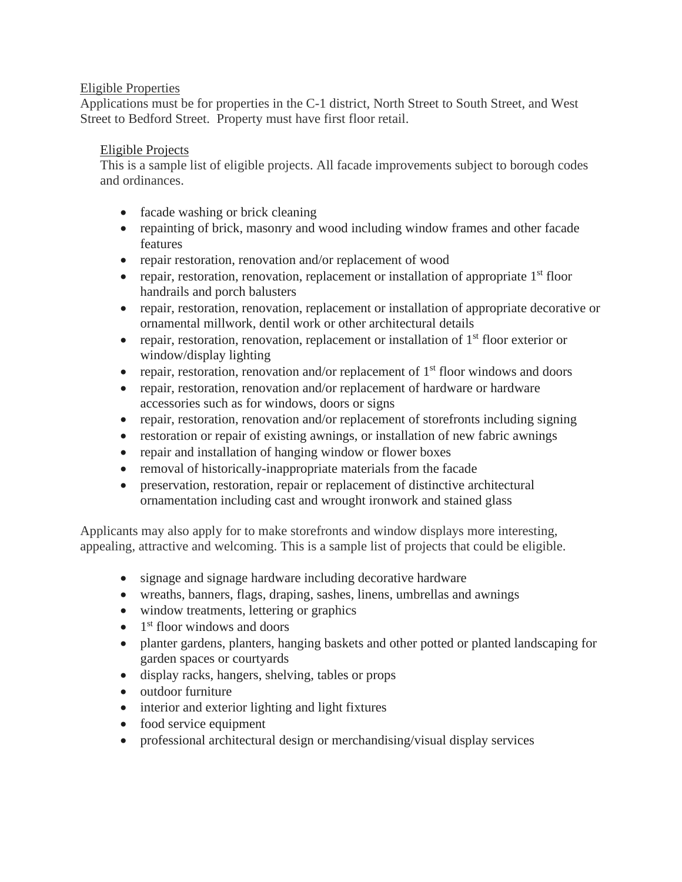## Eligible Properties

Applications must be for properties in the C-1 district, North Street to South Street, and West Street to Bedford Street. Property must have first floor retail.

### Eligible Projects

This is a sample list of eligible projects. All facade improvements subject to borough codes and ordinances.

- facade washing or brick cleaning
- repainting of brick, masonry and wood including window frames and other facade features
- repair restoration, renovation and/or replacement of wood
- repair, restoration, renovation, replacement or installation of appropriate 1st floor handrails and porch balusters
- repair, restoration, renovation, replacement or installation of appropriate decorative or ornamental millwork, dentil work or other architectural details
- repair, restoration, renovation, replacement or installation of 1st floor exterior or window/display lighting
- repair, restoration, renovation and/or replacement of 1st floor windows and doors
- repair, restoration, renovation and/or replacement of hardware or hardware accessories such as for windows, doors or signs
- repair, restoration, renovation and/or replacement of storefronts including signing
- restoration or repair of existing awnings, or installation of new fabric awnings
- repair and installation of hanging window or flower boxes
- removal of historically-inappropriate materials from the facade
- preservation, restoration, repair or replacement of distinctive architectural ornamentation including cast and wrought ironwork and stained glass

Applicants may also apply for to make storefronts and window displays more interesting, appealing, attractive and welcoming. This is a sample list of projects that could be eligible.

- signage and signage hardware including decorative hardware
- wreaths, banners, flags, draping, sashes, linens, umbrellas and awnings
- window treatments, lettering or graphics
- 1st floor windows and doors
- planter gardens, planters, hanging baskets and other potted or planted landscaping for garden spaces or courtyards
- display racks, hangers, shelving, tables or props
- outdoor furniture
- interior and exterior lighting and light fixtures
- food service equipment
- professional architectural design or merchandising/visual display services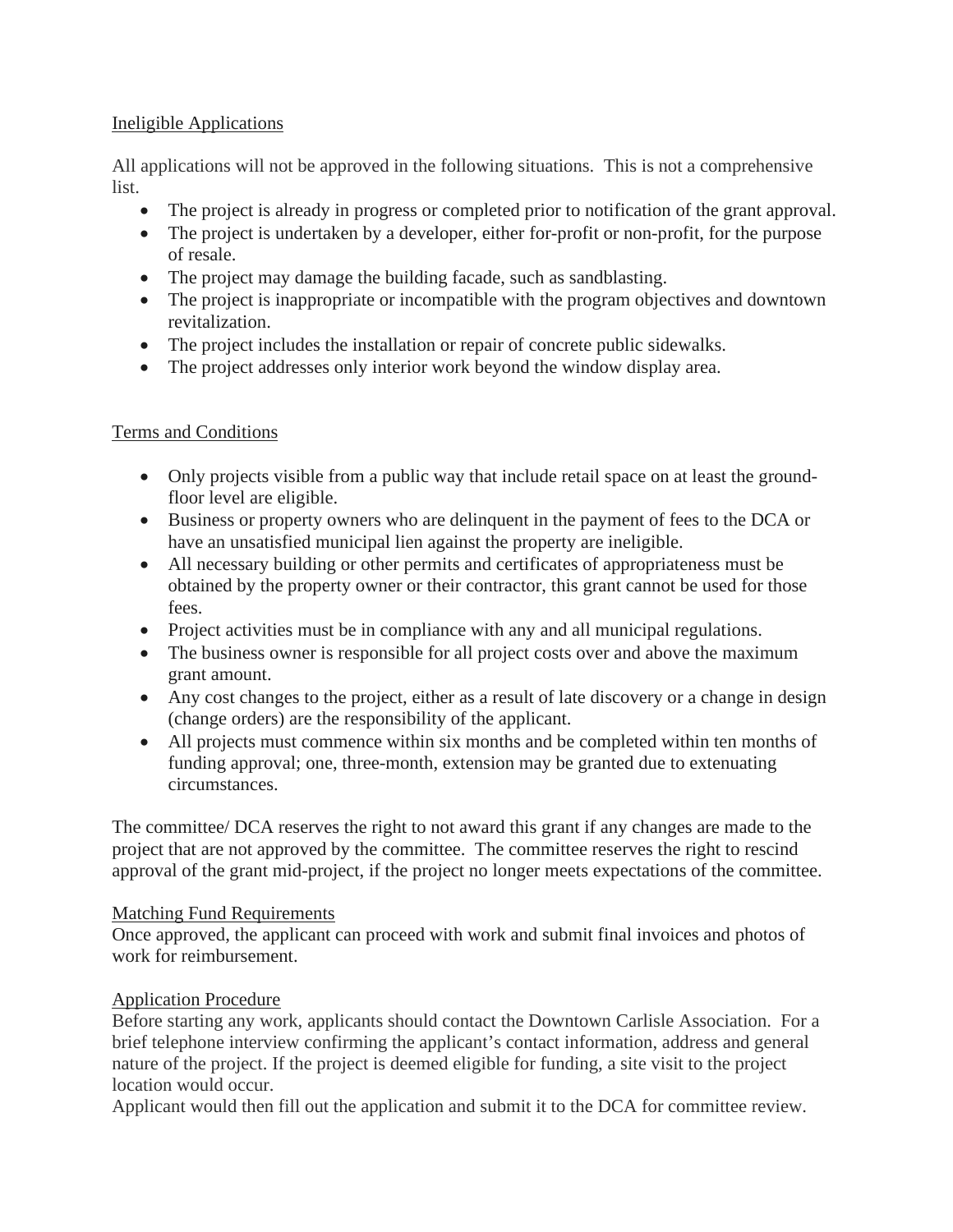## Ineligible Applications

All applications will not be approved in the following situations. This is not a comprehensive list.

- The project is already in progress or completed prior to notification of the grant approval.
- The project is undertaken by a developer, either for-profit or non-profit, for the purpose of resale.
- The project may damage the building facade, such as sandblasting.
- The project is inappropriate or incompatible with the program objectives and downtown revitalization.
- The project includes the installation or repair of concrete public sidewalks.
- The project addresses only interior work beyond the window display area.

## Terms and Conditions

- Only projects visible from a public way that include retail space on at least the ground-floor level are eligible.
- Business or property owners who are delinquent in the payment of fees to the DCA or have an unsatisfied municipal lien against the property are ineligible.
- All necessary building or other permits and certificates of appropriateness must be obtained by the property owner or their contractor, this grant cannot be used for those fees.
- Project activities must be in compliance with any and all municipal regulations.
- The business owner is responsible for all project costs over and above the maximum grant amount.
- Any cost changes to the project, either as a result of late discovery or a change in design (change orders) are the responsibility of the applicant.
- All projects must commence within six months and be completed within ten months of funding approval; one, three-month, extension may be granted due to extenuating circumstances.

The committee/ DCA reserves the right to not award this grant if any changes are made to the project that are not approved by the committee. The committee reserves the right to rescind approval of the grant mid-project, if the project no longer meets expectations of the committee.

## Matching Fund Requirements

Once approved, the applicant can proceed with work and submit final invoices and photos of work for reimbursement.

## Application Procedure

Before starting any work, applicants should contact the Downtown Carlisle Association. For a brief telephone interview confirming the applicant's contact information, address and general nature of the project. If the project is deemed eligible for funding, a site visit to the project location would occur.

Applicant would then fill out the application and submit it to the DCA for committee review.